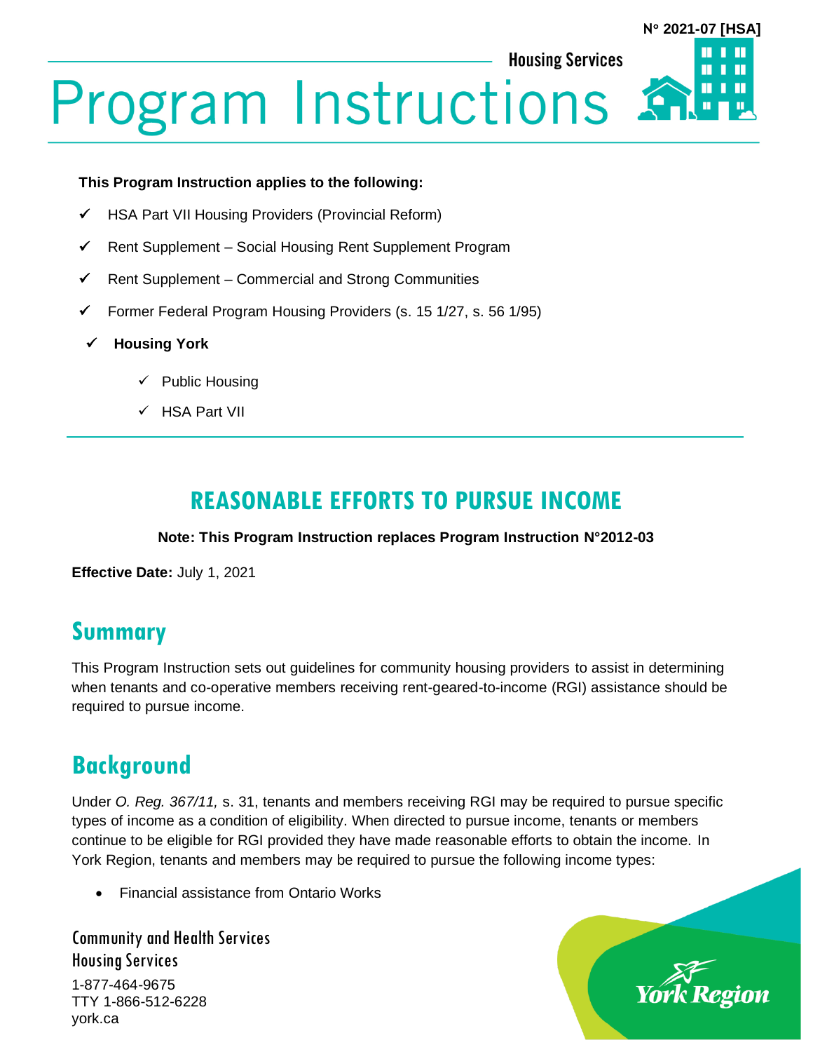N° 2021-07 [HSA]

Housing Services

# Program Instructions

**This Program Instruction applies to the following:**

- ✓ HSA Part VII Housing Providers (Provincial Reform)
- ✓ Rent Supplement – Social Housing Rent Supplement Program
- ✓ Rent Supplement – Commercial and Strong Communities
- ✓ Former Federal Program Housing Providers (s. 15 1/27, s. 56 1/95)
- ✓ **Housing York**
  - ✓ Public Housing
  - ✓ HSA Part VII

## REASONABLE EFFORTS TO PURSUE INCOME

**Note: This Program Instruction replaces Program Instruction N°2012-03**

**Effective Date:** July 1, 2021

## Summary

This Program Instruction sets out guidelines for community housing providers to assist in determining when tenants and co-operative members receiving rent-geared-to-income (RGI) assistance should be required to pursue income.

## Background

Under *O. Reg. 367/11,* s. 31, tenants and members receiving RGI may be required to pursue specific types of income as a condition of eligibility. When directed to pursue income, tenants or members continue to be eligible for RGI provided they have made reasonable efforts to obtain the income. In York Region, tenants and members may be required to pursue the following income types:

- Financial assistance from Ontario Works

Community and Health Services
Housing Services
1-877-464-9675
TTY 1-866-512-6228
york.ca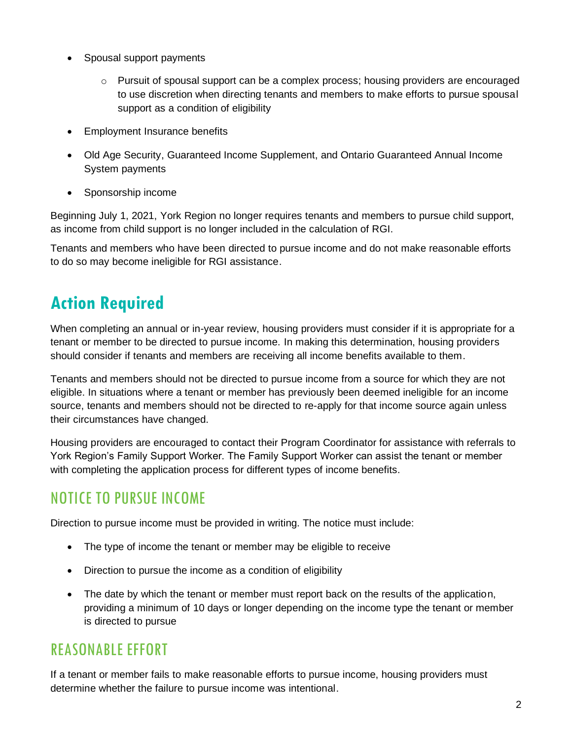- Spousal support payments
    - Pursuit of spousal support can be a complex process; housing providers are encouraged to use discretion when directing tenants and members to make efforts to pursue spousal support as a condition of eligibility
- Employment Insurance benefits
- Old Age Security, Guaranteed Income Supplement, and Ontario Guaranteed Annual Income System payments
- Sponsorship income

Beginning July 1, 2021, York Region no longer requires tenants and members to pursue child support, as income from child support is no longer included in the calculation of RGI.

Tenants and members who have been directed to pursue income and do not make reasonable efforts to do so may become ineligible for RGI assistance.

# Action Required

When completing an annual or in-year review, housing providers must consider if it is appropriate for a tenant or member to be directed to pursue income. In making this determination, housing providers should consider if tenants and members are receiving all income benefits available to them.

Tenants and members should not be directed to pursue income from a source for which they are not eligible. In situations where a tenant or member has previously been deemed ineligible for an income source, tenants and members should not be directed to re-apply for that income source again unless their circumstances have changed.

Housing providers are encouraged to contact their Program Coordinator for assistance with referrals to York Region's Family Support Worker. The Family Support Worker can assist the tenant or member with completing the application process for different types of income benefits.

## NOTICE TO PURSUE INCOME

Direction to pursue income must be provided in writing. The notice must include:

- The type of income the tenant or member may be eligible to receive
- Direction to pursue the income as a condition of eligibility
- The date by which the tenant or member must report back on the results of the application, providing a minimum of 10 days or longer depending on the income type the tenant or member is directed to pursue

## REASONABLE EFFORT

If a tenant or member fails to make reasonable efforts to pursue income, housing providers must determine whether the failure to pursue income was intentional.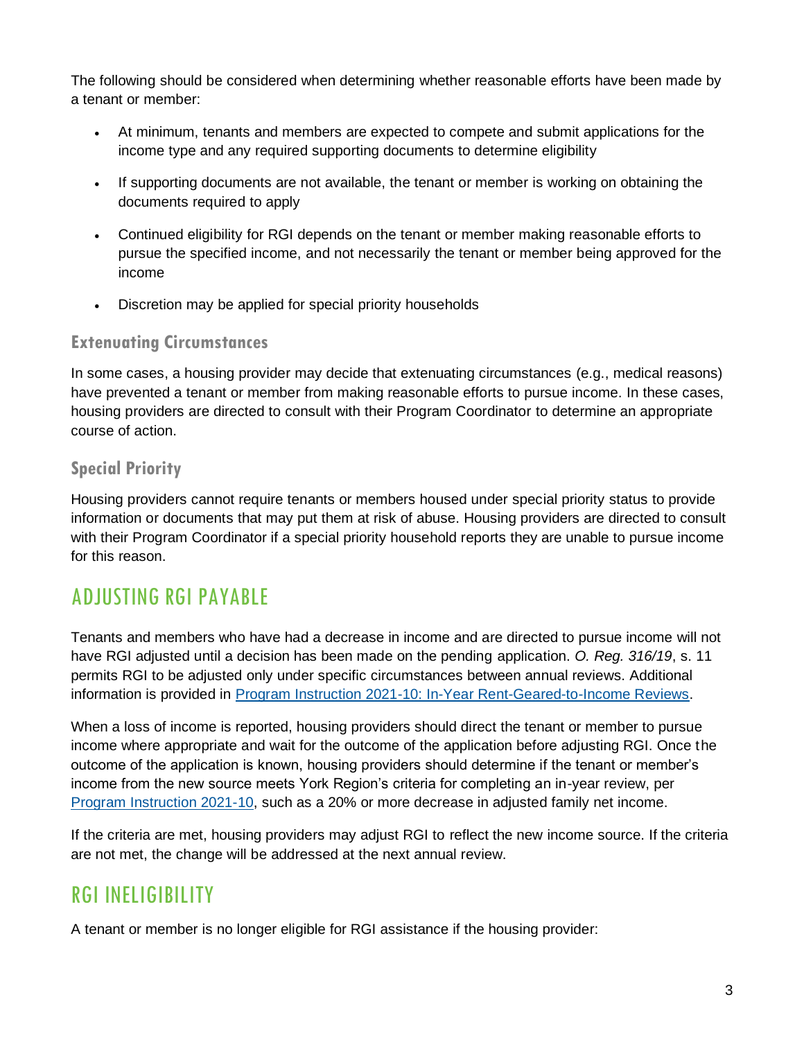The following should be considered when determining whether reasonable efforts have been made by a tenant or member:

- At minimum, tenants and members are expected to compete and submit applications for the income type and any required supporting documents to determine eligibility
- If supporting documents are not available, the tenant or member is working on obtaining the documents required to apply
- Continued eligibility for RGI depends on the tenant or member making reasonable efforts to pursue the specified income, and not necessarily the tenant or member being approved for the income
- Discretion may be applied for special priority households

### Extenuating Circumstances

In some cases, a housing provider may decide that extenuating circumstances (e.g., medical reasons) have prevented a tenant or member from making reasonable efforts to pursue income. In these cases, housing providers are directed to consult with their Program Coordinator to determine an appropriate course of action.

### Special Priority

Housing providers cannot require tenants or members housed under special priority status to provide information or documents that may put them at risk of abuse. Housing providers are directed to consult with their Program Coordinator if a special priority household reports they are unable to pursue income for this reason.

## ADJUSTING RGI PAYABLE

Tenants and members who have had a decrease in income and are directed to pursue income will not have RGI adjusted until a decision has been made on the pending application. *O. Reg. 316/19*, s. 11 permits RGI to be adjusted only under specific circumstances between annual reviews. Additional information is provided in [Program Instruction 2021-10: In-Year Rent-Geared-to-Income Reviews](#).

When a loss of income is reported, housing providers should direct the tenant or member to pursue income where appropriate and wait for the outcome of the application before adjusting RGI. Once the outcome of the application is known, housing providers should determine if the tenant or member's income from the new source meets York Region's criteria for completing an in-year review, per [Program Instruction 2021-10](#), such as a 20% or more decrease in adjusted family net income.

If the criteria are met, housing providers may adjust RGI to reflect the new income source. If the criteria are not met, the change will be addressed at the next annual review.

## RGI INELIGIBILITY

A tenant or member is no longer eligible for RGI assistance if the housing provider: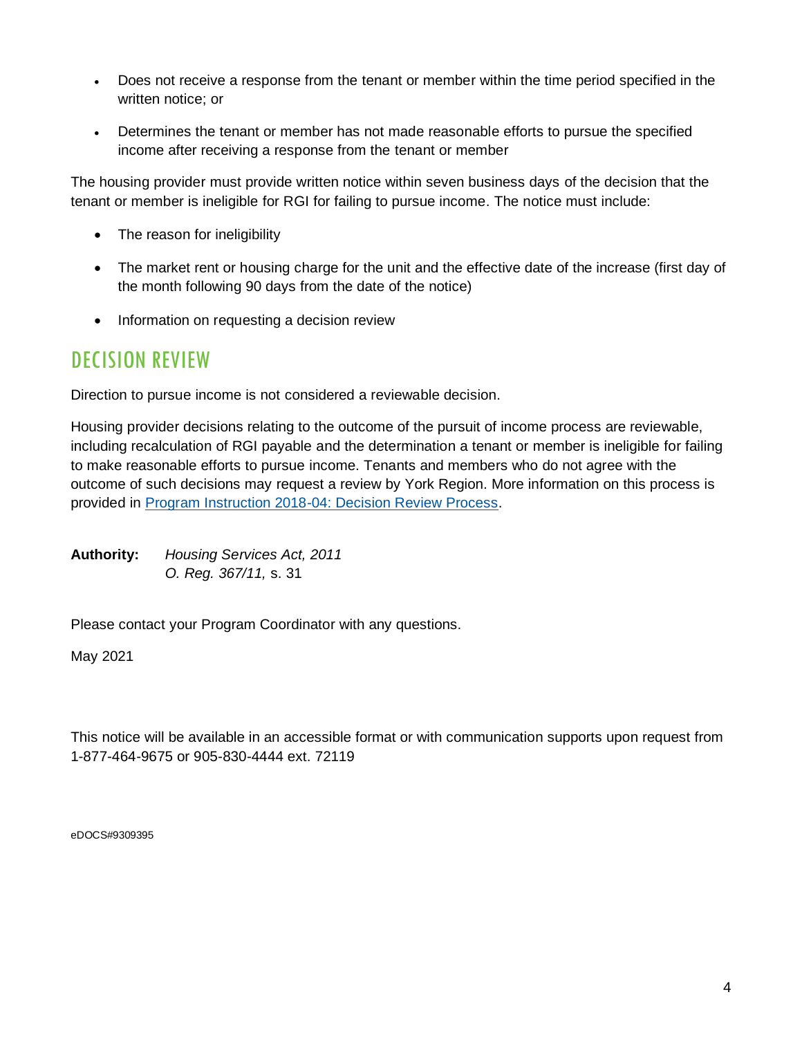- Does not receive a response from the tenant or member within the time period specified in the written notice; or
- Determines the tenant or member has not made reasonable efforts to pursue the specified income after receiving a response from the tenant or member

The housing provider must provide written notice within seven business days of the decision that the tenant or member is ineligible for RGI for failing to pursue income. The notice must include:

- The reason for ineligibility
- The market rent or housing charge for the unit and the effective date of the increase (first day of the month following 90 days from the date of the notice)
- Information on requesting a decision review

## DECISION REVIEW

Direction to pursue income is not considered a reviewable decision.

Housing provider decisions relating to the outcome of the pursuit of income process are reviewable, including recalculation of RGI payable and the determination a tenant or member is ineligible for failing to make reasonable efforts to pursue income. Tenants and members who do not agree with the outcome of such decisions may request a review by York Region. More information on this process is provided in [Program Instruction 2018-04: Decision Review Process](#).

**Authority:** *Housing Services Act, 2011*
*O. Reg. 367/11,* s. 31

Please contact your Program Coordinator with any questions.

May 2021

This notice will be available in an accessible format or with communication supports upon request from 1-877-464-9675 or 905-830-4444 ext. 72119

eDOCS#9309395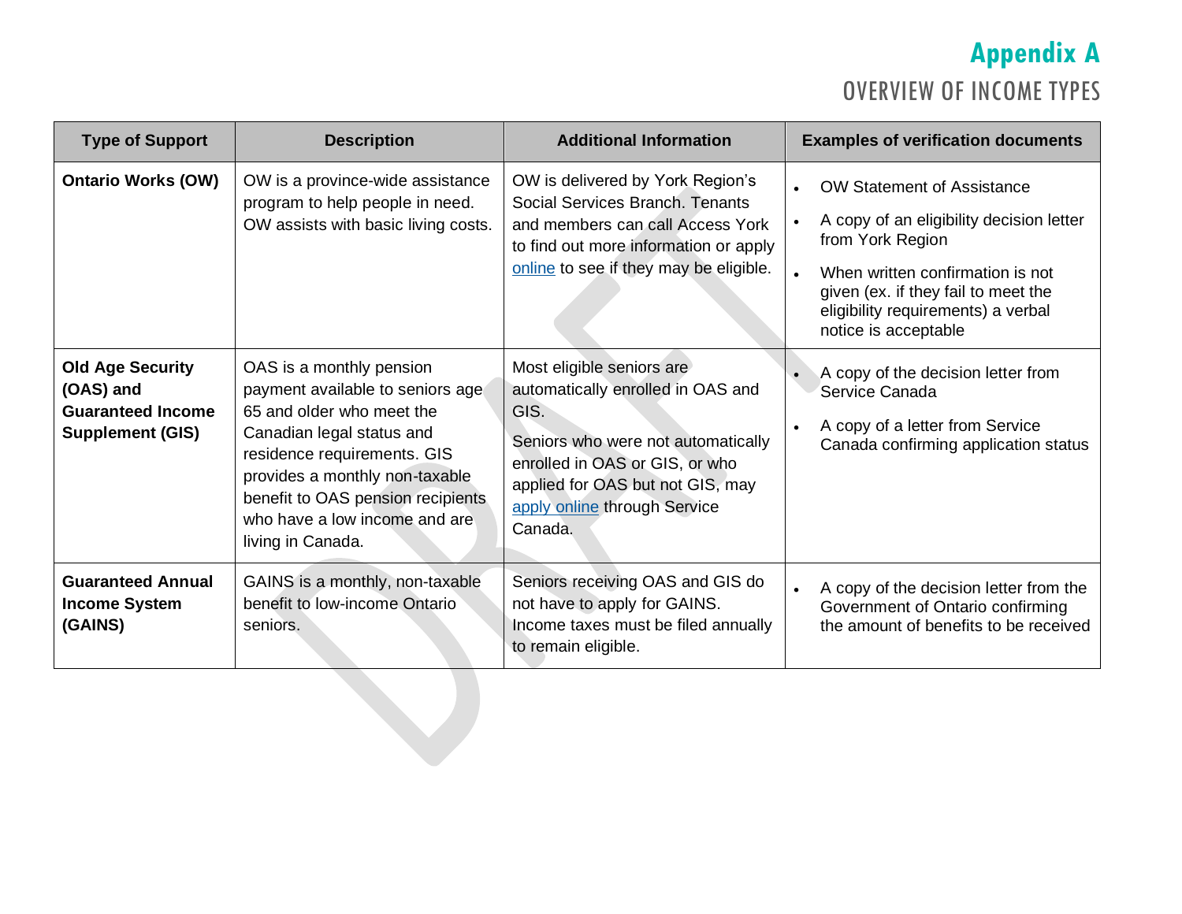# Appendix A

## OVERVIEW OF INCOME TYPES

| Type of Support | Description | Additional Information | Examples of verification documents |
| --- | --- | --- | --- |
| **Ontario Works (OW)** | OW is a province-wide assistance program to help people in need. OW assists with basic living costs. | OW is delivered by York Region's Social Services Branch. Tenants and members can call Access York to find out more information or apply online to see if they may be eligible. | • OW Statement of Assistance<br>• A copy of an eligibility decision letter from York Region<br>• When written confirmation is not given (ex. if they fail to meet the eligibility requirements) a verbal notice is acceptable |
| **Old Age Security (OAS) and Guaranteed Income Supplement (GIS)** | OAS is a monthly pension payment available to seniors age 65 and older who meet the Canadian legal status and residence requirements. GIS provides a monthly non-taxable benefit to OAS pension recipients who have a low income and are living in Canada. | Most eligible seniors are automatically enrolled in OAS and GIS.<br><br>Seniors who were not automatically enrolled in OAS or GIS, or who applied for OAS but not GIS, may apply online through Service Canada. | • A copy of the decision letter from Service Canada<br>• A copy of a letter from Service Canada confirming application status |
| **Guaranteed Annual Income System (GAINS)** | GAINS is a monthly, non-taxable benefit to low-income Ontario seniors. | Seniors receiving OAS and GIS do not have to apply for GAINS. Income taxes must be filed annually to remain eligible. | • A copy of the decision letter from the Government of Ontario confirming the amount of benefits to be received |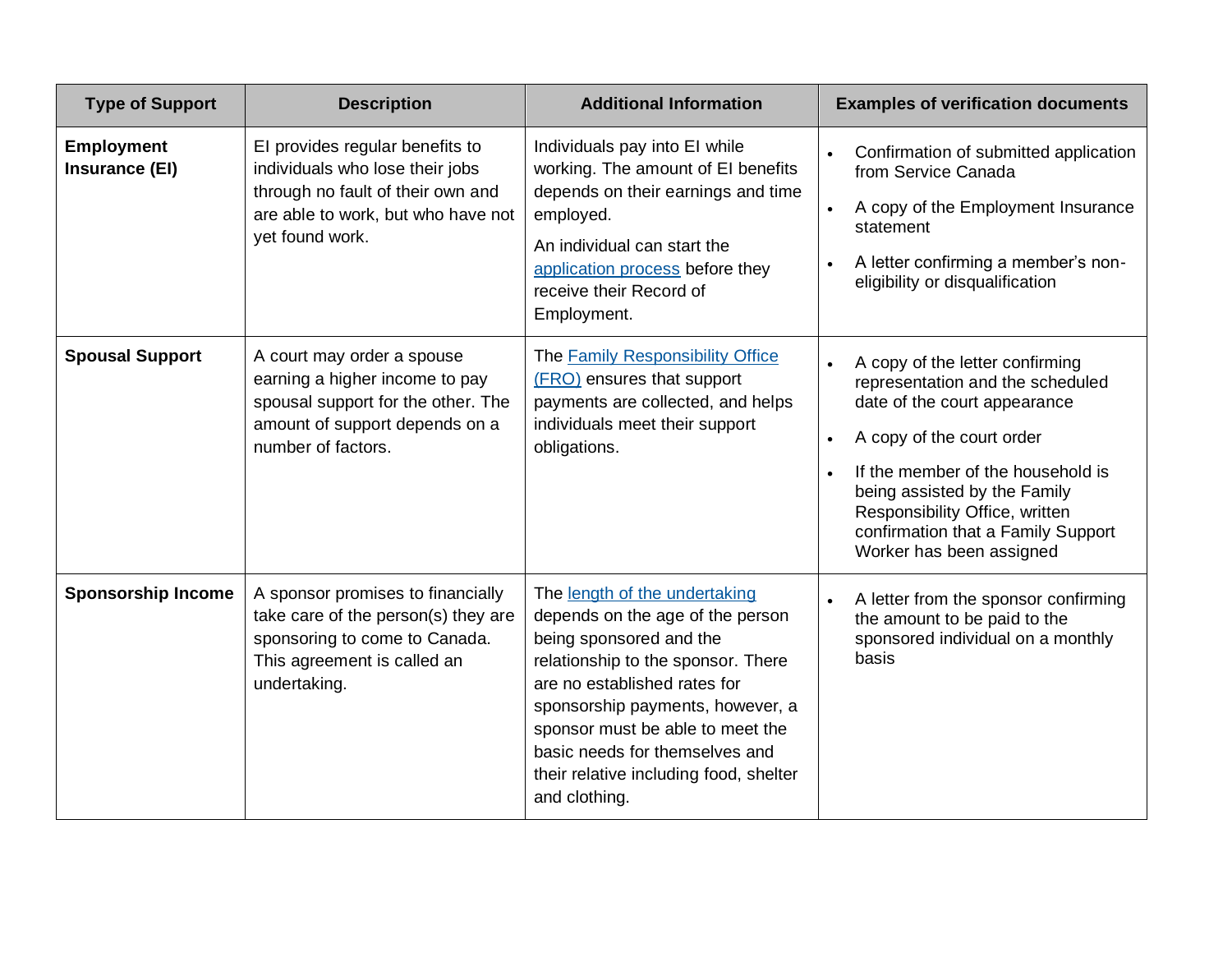| Type of Support | Description | Additional Information | Examples of verification documents |
|---|---|---|---|
| **Employment Insurance (EI)** | EI provides regular benefits to individuals who lose their jobs through no fault of their own and are able to work, but who have not yet found work. | Individuals pay into EI while working. The amount of EI benefits depends on their earnings and time employed.<br><br>An individual can start the application process before they receive their Record of Employment. | • Confirmation of submitted application from Service Canada<br>• A copy of the Employment Insurance statement<br>• A letter confirming a member's non-eligibility or disqualification |
| **Spousal Support** | A court may order a spouse earning a higher income to pay spousal support for the other. The amount of support depends on a number of factors. | The Family Responsibility Office (FRO) ensures that support payments are collected, and helps individuals meet their support obligations. | • A copy of the letter confirming representation and the scheduled date of the court appearance<br>• A copy of the court order<br>• If the member of the household is being assisted by the Family Responsibility Office, written confirmation that a Family Support Worker has been assigned |
| **Sponsorship Income** | A sponsor promises to financially take care of the person(s) they are sponsoring to come to Canada. This agreement is called an undertaking. | The length of the undertaking depends on the age of the person being sponsored and the relationship to the sponsor. There are no established rates for sponsorship payments, however, a sponsor must be able to meet the basic needs for themselves and their relative including food, shelter and clothing. | • A letter from the sponsor confirming the amount to be paid to the sponsored individual on a monthly basis |